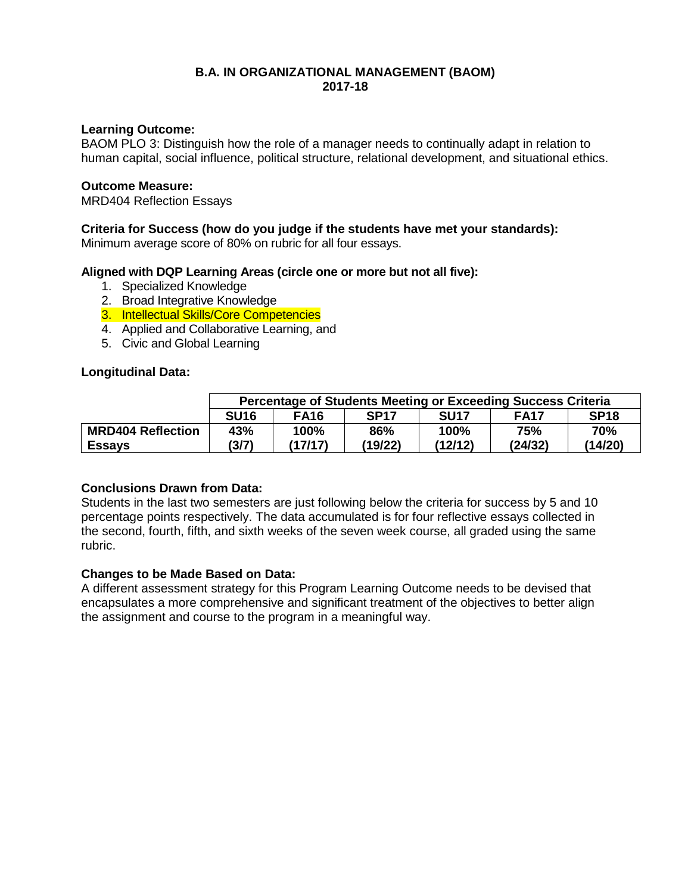# B.A. IN ORGANIZATIONAL MANAGEMENT (BAOM)
## 2017-18

**Learning Outcome:**
BAOM PLO 3: Distinguish how the role of a manager needs to continually adapt in relation to human capital, social influence, political structure, relational development, and situational ethics.

**Outcome Measure:**
MRD404 Reflection Essays

**Criteria for Success (how do you judge if the students have met your standards):**
Minimum average score of 80% on rubric for all four essays.

**Aligned with DQP Learning Areas (circle one or more but not all five):**

1. Specialized Knowledge
2. Broad Integrative Knowledge
3. Intellectual Skills/Core Competencies
4. Applied and Collaborative Learning, and
5. Civic and Global Learning

**Longitudinal Data:**

| | Percentage of Students Meeting or Exceeding Success Criteria | | | | | |
|---|---|---|---|---|---|---|
| | **SU16** | **FA16** | **SP17** | **SU17** | **FA17** | **SP18** |
| **MRD404 Reflection Essays** | **43% (3/7)** | **100% (17/17)** | **86% (19/22)** | **100% (12/12)** | **75% (24/32)** | **70% (14/20)** |

**Conclusions Drawn from Data:**
Students in the last two semesters are just following below the criteria for success by 5 and 10 percentage points respectively. The data accumulated is for four reflective essays collected in the second, fourth, fifth, and sixth weeks of the seven week course, all graded using the same rubric.

**Changes to be Made Based on Data:**
A different assessment strategy for this Program Learning Outcome needs to be devised that encapsulates a more comprehensive and significant treatment of the objectives to better align the assignment and course to the program in a meaningful way.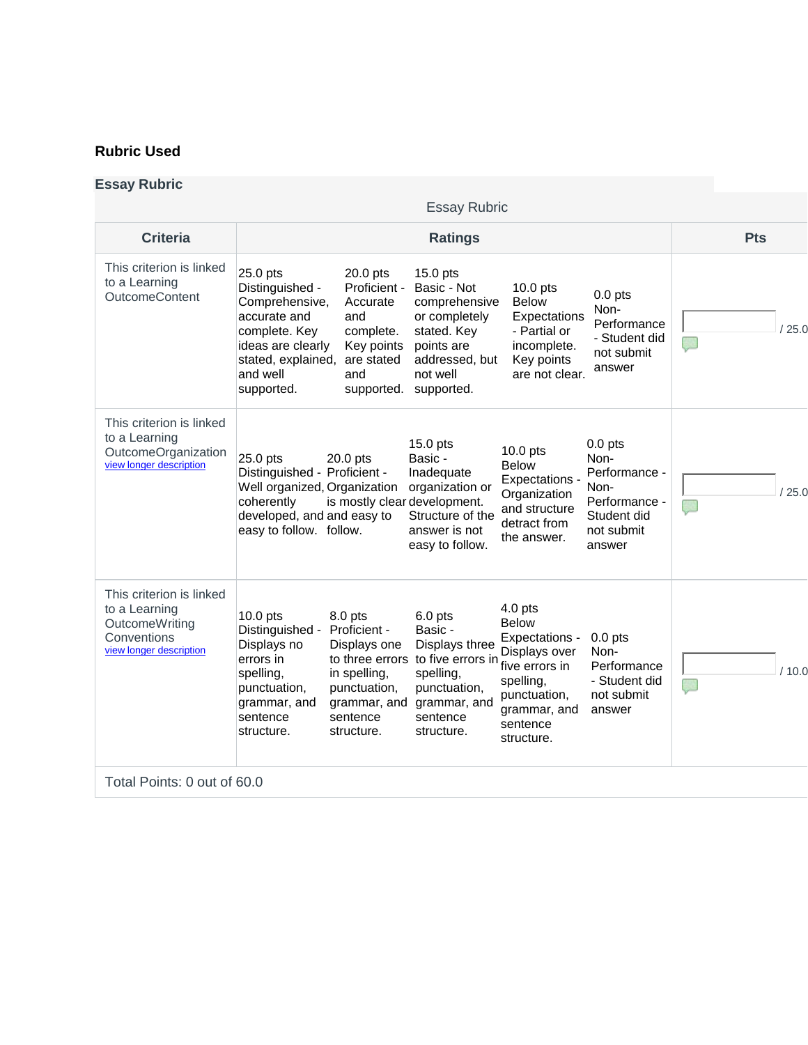**Rubric Used**

**Essay Rubric**

Essay Rubric

| Criteria | Ratings | | | | | Pts |
|---|---|---|---|---|---|---|
| This criterion is linked to a Learning OutcomeContent | 25.0 pts Distinguished - Comprehensive, accurate and complete. Key ideas are clearly stated, explained, and well supported. | 20.0 pts Proficient - Accurate and complete. Key points are stated and supported. | 15.0 pts Basic - Not comprehensive or completely stated. Key points are addressed, but not well supported. | 10.0 pts Below Expectations - Partial or incomplete. Key points are not clear. | 0.0 pts Non-Performance - Student did not submit answer | / 25.0 |
| This criterion is linked to a Learning OutcomeOrganization view longer description | 25.0 pts Distinguished - Well organized, coherently developed, and easy to follow. | 20.0 pts Proficient - Organization is mostly clear and easy to follow. | 15.0 pts Basic - Inadequate organization or development. Structure of the answer is not easy to follow. | 10.0 pts Below Expectations - Organization and structure detract from the answer. | 0.0 pts Non-Performance - Non-Performance - Student did not submit answer | / 25.0 |
| This criterion is linked to a Learning OutcomeWriting Conventions view longer description | 10.0 pts Distinguished - Displays no errors in spelling, punctuation, grammar, and sentence structure. | 8.0 pts Proficient - Displays one to three errors in spelling, punctuation, grammar, and sentence structure. | 6.0 pts Basic - Displays three to five errors in spelling, punctuation, grammar, and sentence structure. | 4.0 pts Below Expectations - Displays over five errors in spelling, punctuation, grammar, and sentence structure. | 0.0 pts Non-Performance - Student did not submit answer | / 10.0 |

Total Points: 0 out of 60.0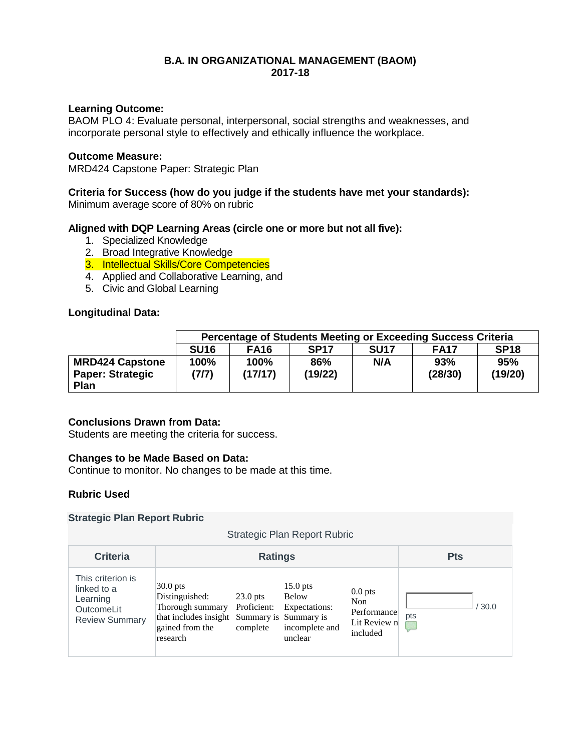**B.A. IN ORGANIZATIONAL MANAGEMENT (BAOM)**
**2017-18**

**Learning Outcome:**
BAOM PLO 4: Evaluate personal, interpersonal, social strengths and weaknesses, and incorporate personal style to effectively and ethically influence the workplace.

**Outcome Measure:**
MRD424 Capstone Paper: Strategic Plan

**Criteria for Success (how do you judge if the students have met your standards):**
Minimum average score of 80% on rubric

**Aligned with DQP Learning Areas (circle one or more but not all five):**

1. Specialized Knowledge
2. Broad Integrative Knowledge
3. Intellectual Skills/Core Competencies
4. Applied and Collaborative Learning, and
5. Civic and Global Learning

**Longitudinal Data:**

| | Percentage of Students Meeting or Exceeding Success Criteria | | | | | |
|---|---|---|---|---|---|---|
| | **SU16** | **FA16** | **SP17** | **SU17** | **FA17** | **SP18** |
| **MRD424 Capstone Paper: Strategic Plan** | **100% (7/7)** | **100% (17/17)** | **86% (19/22)** | **N/A** | **93% (28/30)** | **95% (19/20)** |

**Conclusions Drawn from Data:**
Students are meeting the criteria for success.

**Changes to be Made Based on Data:**
Continue to monitor. No changes to be made at this time.

**Rubric Used**

**Strategic Plan Report Rubric**

Strategic Plan Report Rubric

| Criteria | Ratings | | | | Pts |
|---|---|---|---|---|---|
| This criterion is linked to a Learning OutcomeLit Review Summary | 30.0 pts Distinguished: Thorough summary that includes insight gained from the research | 23.0 pts Proficient: Summary is complete | 15.0 pts Below Expectations: Summary is incomplete and unclear | 0.0 pts Non Performance: Lit Review n included | / 30.0 pts |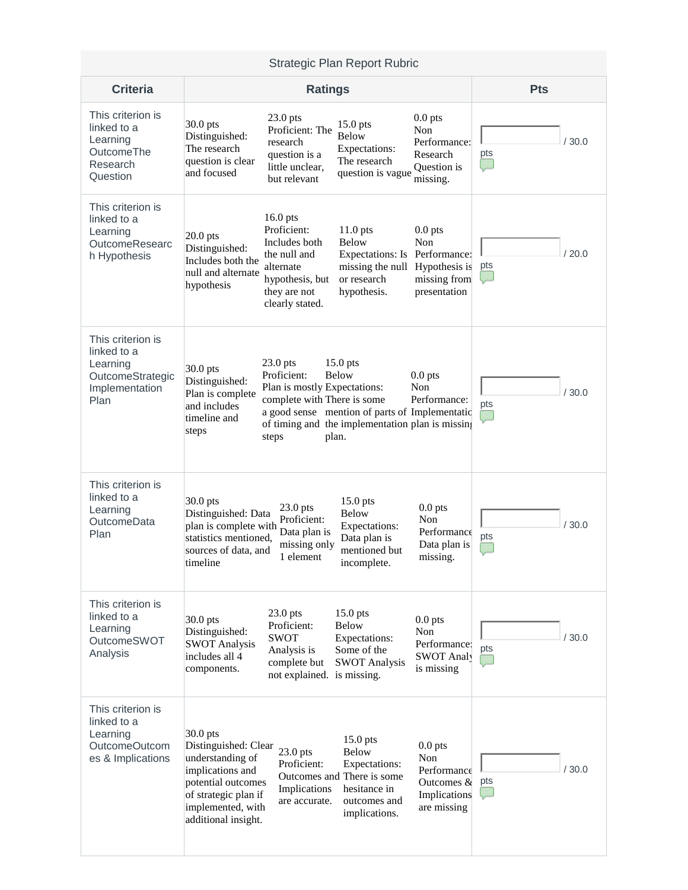| Strategic Plan Report Rubric | | | | | |
|---|---|---|---|---|---|
| **Criteria** | **Ratings** | | | | **Pts** |
| This criterion is linked to a Learning OutcomeThe Research Question | 30.0 pts Distinguished: The research question is clear and focused | 23.0 pts Proficient: The research question is a little unclear, but relevant | 15.0 pts Below Expectations: The research question is vague | 0.0 pts Non Performance: Research Question is missing. | / 30.0 pts |
| This criterion is linked to a Learning OutcomeResearch Hypothesis | 20.0 pts Distinguished: Includes both the null and alternate hypothesis | 16.0 pts Proficient: Includes both the null and alternate hypothesis, but they are not clearly stated. | 11.0 pts Below Expectations: Is missing the null or research hypothesis. | 0.0 pts Non Performance: Hypothesis is missing from presentation | / 20.0 pts |
| This criterion is linked to a Learning OutcomeStrategic Implementation Plan | 30.0 pts Distinguished: Plan is complete and includes timeline and steps | 23.0 pts Proficient: Plan is mostly complete with a good sense of timing and steps | 15.0 pts Below Expectations: There is some mention of parts of the implementation plan. | 0.0 pts Non Performance: Implementation plan is missing | / 30.0 pts |
| This criterion is linked to a Learning OutcomeData Plan | 30.0 pts Distinguished: Data plan is complete with statistics mentioned, sources of data, and timeline | 23.0 pts Proficient: Data plan is missing only 1 element | 15.0 pts Below Expectations: Data plan is mentioned but incomplete. | 0.0 pts Non Performance Data plan is missing. | / 30.0 pts |
| This criterion is linked to a Learning OutcomeSWOT Analysis | 30.0 pts Distinguished: SWOT Analysis includes all 4 components. | 23.0 pts Proficient: SWOT Analysis is complete but not explained. | 15.0 pts Below Expectations: Some of the SWOT Analysis is missing. | 0.0 pts Non Performance: SWOT Analysis is missing | / 30.0 pts |
| This criterion is linked to a Learning OutcomeOutcomes & Implications | 30.0 pts Distinguished: Clear understanding of implications and potential outcomes of strategic plan if implemented, with additional insight. | 23.0 pts Proficient: Outcomes and Implications are accurate. | 15.0 pts Below Expectations: There is some hesitance in outcomes and implications. | 0.0 pts Non Performance Outcomes & Implications are missing | / 30.0 pts |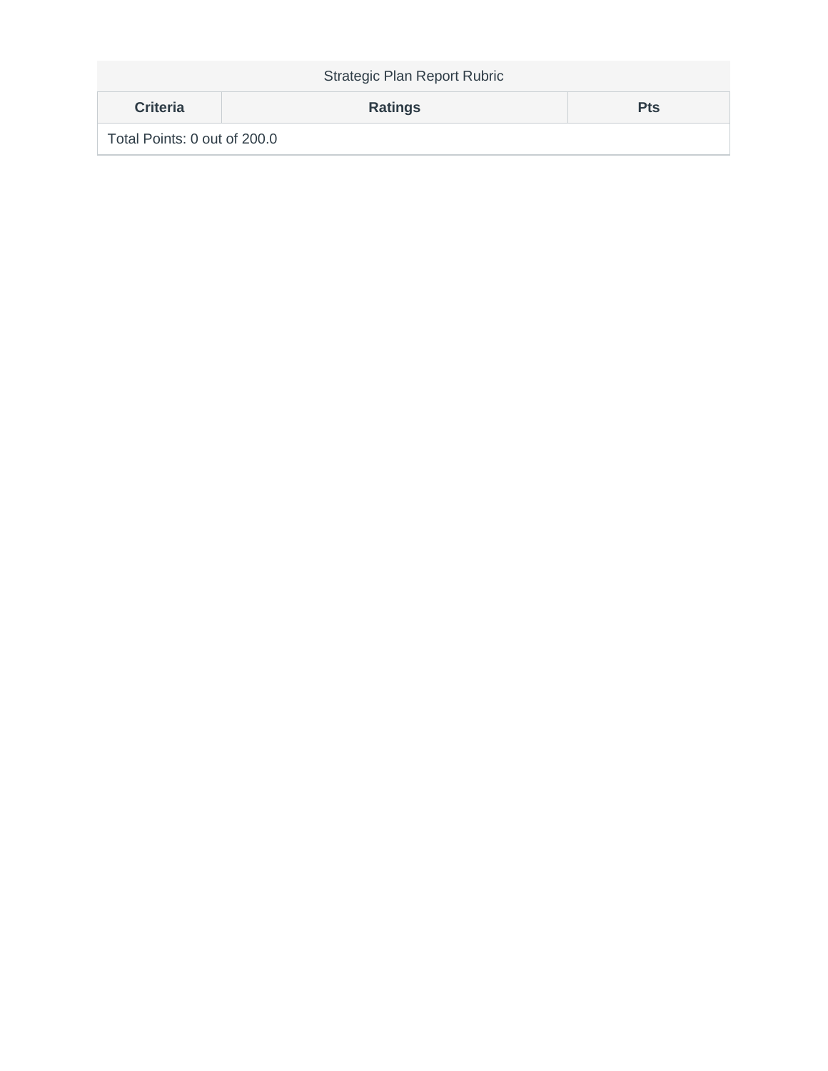Strategic Plan Report Rubric

| Criteria | Ratings | Pts |
| --- | --- | --- |
| Total Points: 0 out of 200.0 | | |